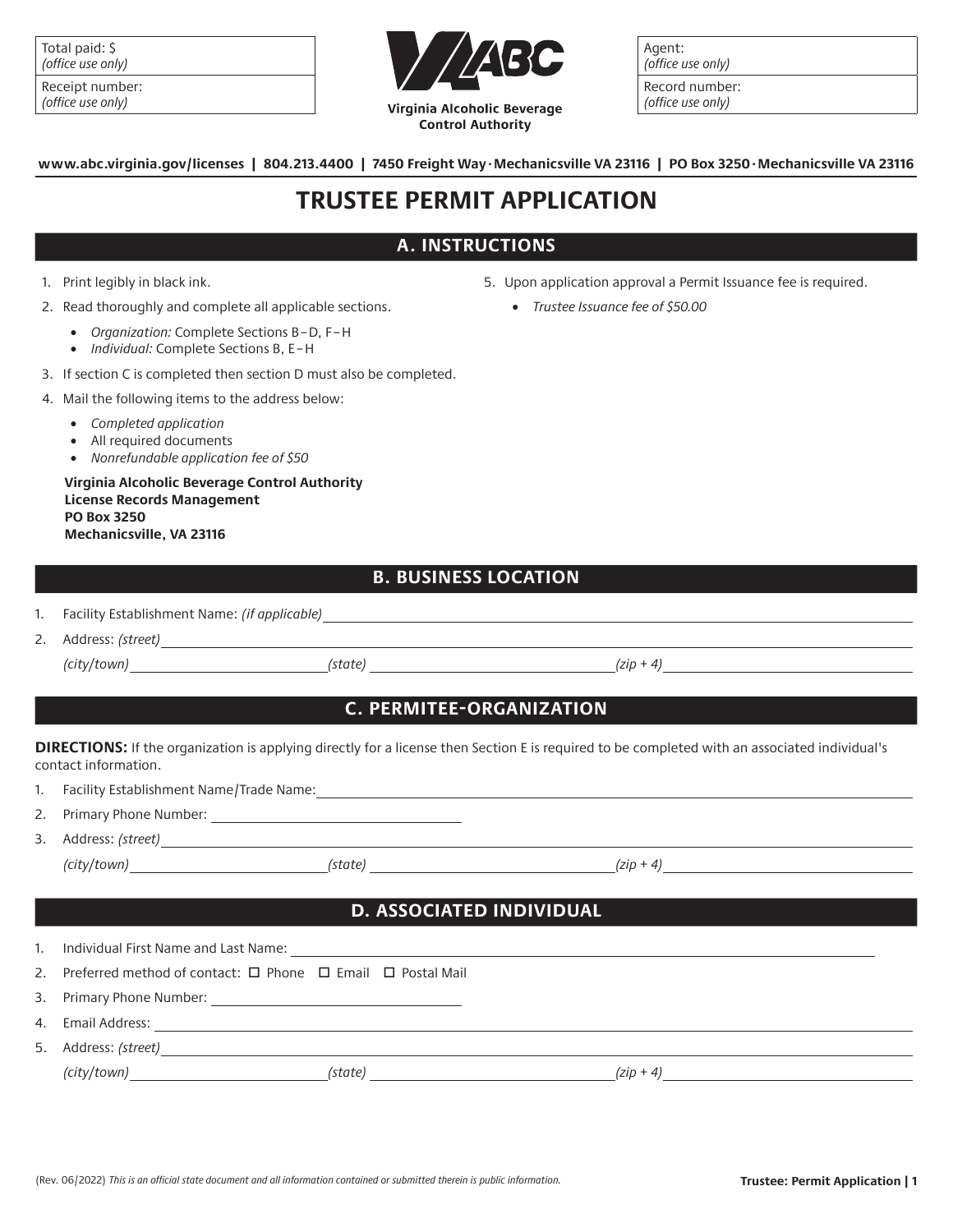| Total paid: $ *(office use only)* | Agent: *(office use only)* |
| --- | --- |
| Receipt number: *(office use only)* | Record number: *(office use only)* |

Virginia Alcoholic Beverage Control Authority

**www.abc.virginia.gov/licenses | 804.213.4400 | 7450 Freight Way · Mechanicsville VA 23116 | PO Box 3250 · Mechanicsville VA 23116**

# TRUSTEE PERMIT APPLICATION

## A. INSTRUCTIONS

1. Print legibly in black ink.
2. Read thoroughly and complete all applicable sections.
   - *Organization:* Complete Sections B–D, F–H
   - *Individual:* Complete Sections B, E–H
3. If section C is completed then section D must also be completed.
4. Mail the following items to the address below:
   - *Completed application*
   - All required documents
   - *Nonrefundable application fee of $50*

   **Virginia Alcoholic Beverage Control Authority**
   **License Records Management**
   **PO Box 3250**
   **Mechanicsville, VA 23116**
5. Upon application approval a Permit Issuance fee is required.
   - *Trustee Issuance fee of $50.00*

## B. BUSINESS LOCATION

1. Facility Establishment Name: *(if applicable)* ______________________________
2. Address: *(street)* ______________________________
   *(city/town)* ______________ *(state)* ______________ *(zip + 4)* ______________

## C. PERMITEE-ORGANIZATION

**DIRECTIONS:** If the organization is applying directly for a license then Section E is required to be completed with an associated individual's contact information.

1. Facility Establishment Name/Trade Name: ______________________________
2. Primary Phone Number: ______________
3. Address: *(street)* ______________________________
   *(city/town)* ______________ *(state)* ______________ *(zip + 4)* ______________

## D. ASSOCIATED INDIVIDUAL

1. Individual First Name and Last Name: ______________________________
2. Preferred method of contact: ☐ Phone ☐ Email ☐ Postal Mail
3. Primary Phone Number: ______________
4. Email Address: ______________________________
5. Address: *(street)* ______________________________
   *(city/town)* ______________ *(state)* ______________ *(zip + 4)* ______________

(Rev. 06/2022) *This is an official state document and all information contained or submitted therein is public information.*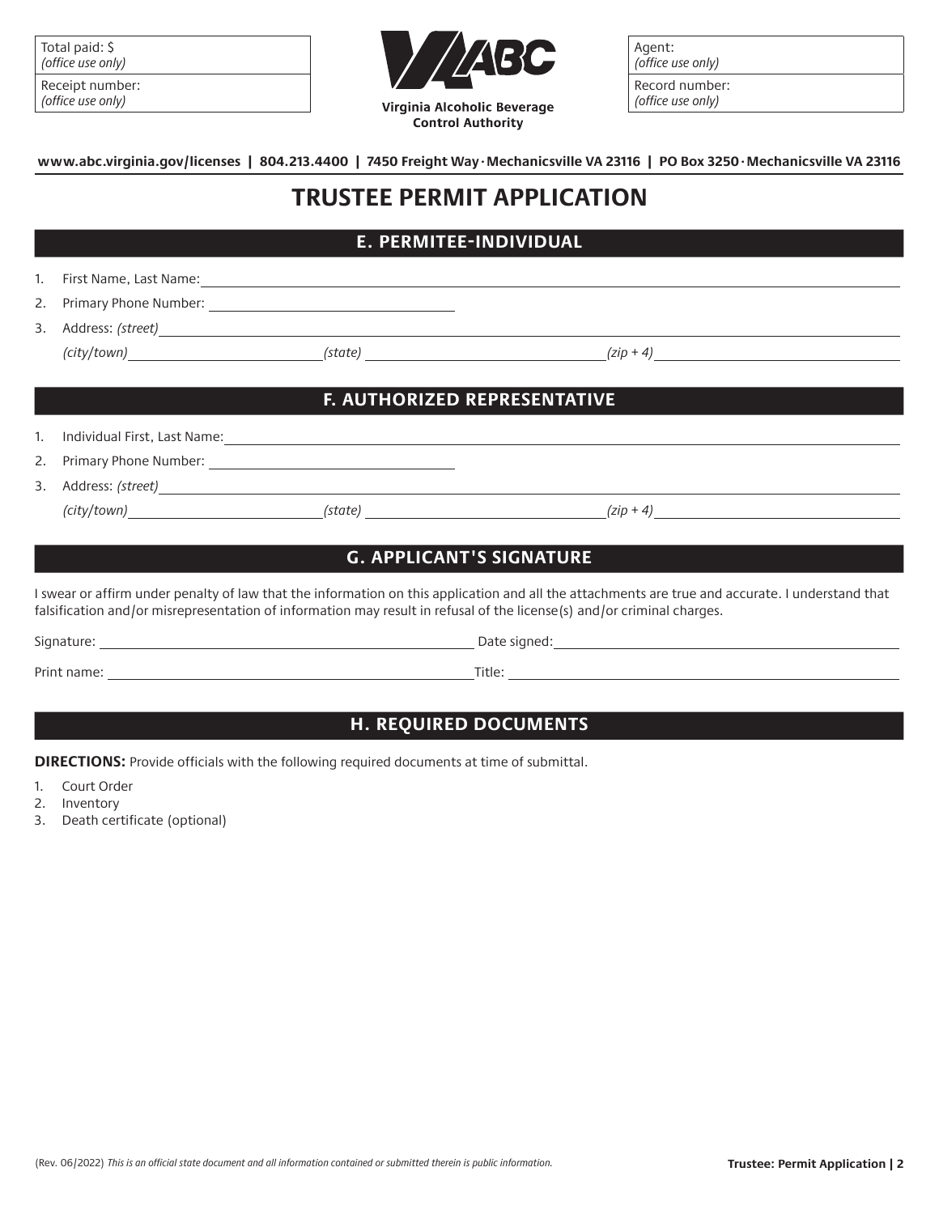| | |
|---|---|
| Total paid: $ *(office use only)* | Agent: *(office use only)* |
| Receipt number: *(office use only)* | Record number: *(office use only)* |

**Virginia Alcoholic Beverage Control Authority**

**www.abc.virginia.gov/licenses | 804.213.4400 | 7450 Freight Way · Mechanicsville VA 23116 | PO Box 3250 · Mechanicsville VA 23116**

# TRUSTEE PERMIT APPLICATION

## E. PERMITEE-INDIVIDUAL

1. First Name, Last Name: ____________________
2. Primary Phone Number: ____________________
3. Address: *(street)* ____________________
   *(city/town)* ____________ *(state)* ____________ *(zip + 4)* ____________

## F. AUTHORIZED REPRESENTATIVE

1. Individual First, Last Name: ____________________
2. Primary Phone Number: ____________________
3. Address: *(street)* ____________________
   *(city/town)* ____________ *(state)* ____________ *(zip + 4)* ____________

## G. APPLICANT'S SIGNATURE

I swear or affirm under penalty of law that the information on this application and all the attachments are true and accurate. I understand that falsification and/or misrepresentation of information may result in refusal of the license(s) and/or criminal charges.

Signature: ____________________ Date signed: ____________________

Print name: ____________________ Title: ____________________

## H. REQUIRED DOCUMENTS

**DIRECTIONS:** Provide officials with the following required documents at time of submittal.

1. Court Order
2. Inventory
3. Death certificate (optional)

(Rev. 06/2022) *This is an official state document and all information contained or submitted therein is public information.*